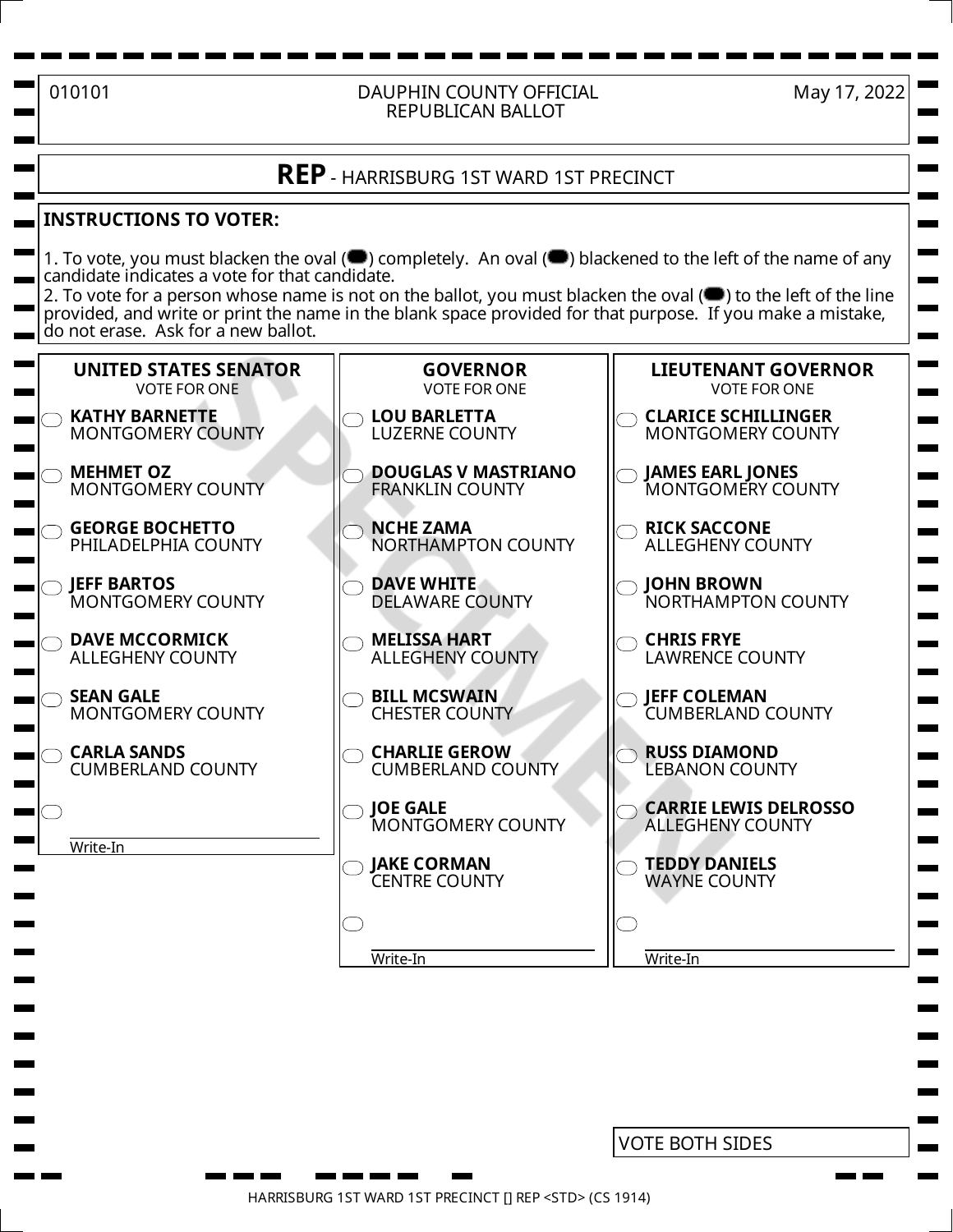010101 | DAUPHIN COUNTY OFFICIAL REPUBLICAN BALLOT | May 17, 2022

# REP - HARRISBURG 1ST WARD 1ST PRECINCT

**INSTRUCTIONS TO VOTER:**

1. To vote, you must blacken the oval (⬬) completely. An oval (⬬) blackened to the left of the name of any candidate indicates a vote for that candidate.
2. To vote for a person whose name is not on the ballot, you must blacken the oval (⬬) to the left of the line provided, and write or print the name in the blank space provided for that purpose. If you make a mistake, do not erase. Ask for a new ballot.

## UNITED STATES SENATOR
VOTE FOR ONE

- ⬭ **KATHY BARNETTE** MONTGOMERY COUNTY
- ⬭ **MEHMET OZ** MONTGOMERY COUNTY
- ⬭ **GEORGE BOCHETTO** PHILADELPHIA COUNTY
- ⬭ **JEFF BARTOS** MONTGOMERY COUNTY
- ⬭ **DAVE MCCORMICK** ALLEGHENY COUNTY
- ⬭ **SEAN GALE** MONTGOMERY COUNTY
- ⬭ **CARLA SANDS** CUMBERLAND COUNTY
- ⬭ ________ Write-In

## GOVERNOR
VOTE FOR ONE

- ⬭ **LOU BARLETTA** LUZERNE COUNTY
- ⬭ **DOUGLAS V MASTRIANO** FRANKLIN COUNTY
- ⬭ **NCHE ZAMA** NORTHAMPTON COUNTY
- ⬭ **DAVE WHITE** DELAWARE COUNTY
- ⬭ **MELISSA HART** ALLEGHENY COUNTY
- ⬭ **BILL MCSWAIN** CHESTER COUNTY
- ⬭ **CHARLIE GEROW** CUMBERLAND COUNTY
- ⬭ **JOE GALE** MONTGOMERY COUNTY
- ⬭ **JAKE CORMAN** CENTRE COUNTY
- ⬭ ________ Write-In

## LIEUTENANT GOVERNOR
VOTE FOR ONE

- ⬭ **CLARICE SCHILLINGER** MONTGOMERY COUNTY
- ⬭ **JAMES EARL JONES** MONTGOMERY COUNTY
- ⬭ **RICK SACCONE** ALLEGHENY COUNTY
- ⬭ **JOHN BROWN** NORTHAMPTON COUNTY
- ⬭ **CHRIS FRYE** LAWRENCE COUNTY
- ⬭ **JEFF COLEMAN** CUMBERLAND COUNTY
- ⬭ **RUSS DIAMOND** LEBANON COUNTY
- ⬭ **CARRIE LEWIS DELROSSO** ALLEGHENY COUNTY
- ⬭ **TEDDY DANIELS** WAYNE COUNTY
- ⬭ ________ Write-In

VOTE BOTH SIDES

HARRISBURG 1ST WARD 1ST PRECINCT [] REP <STD> (CS 1914)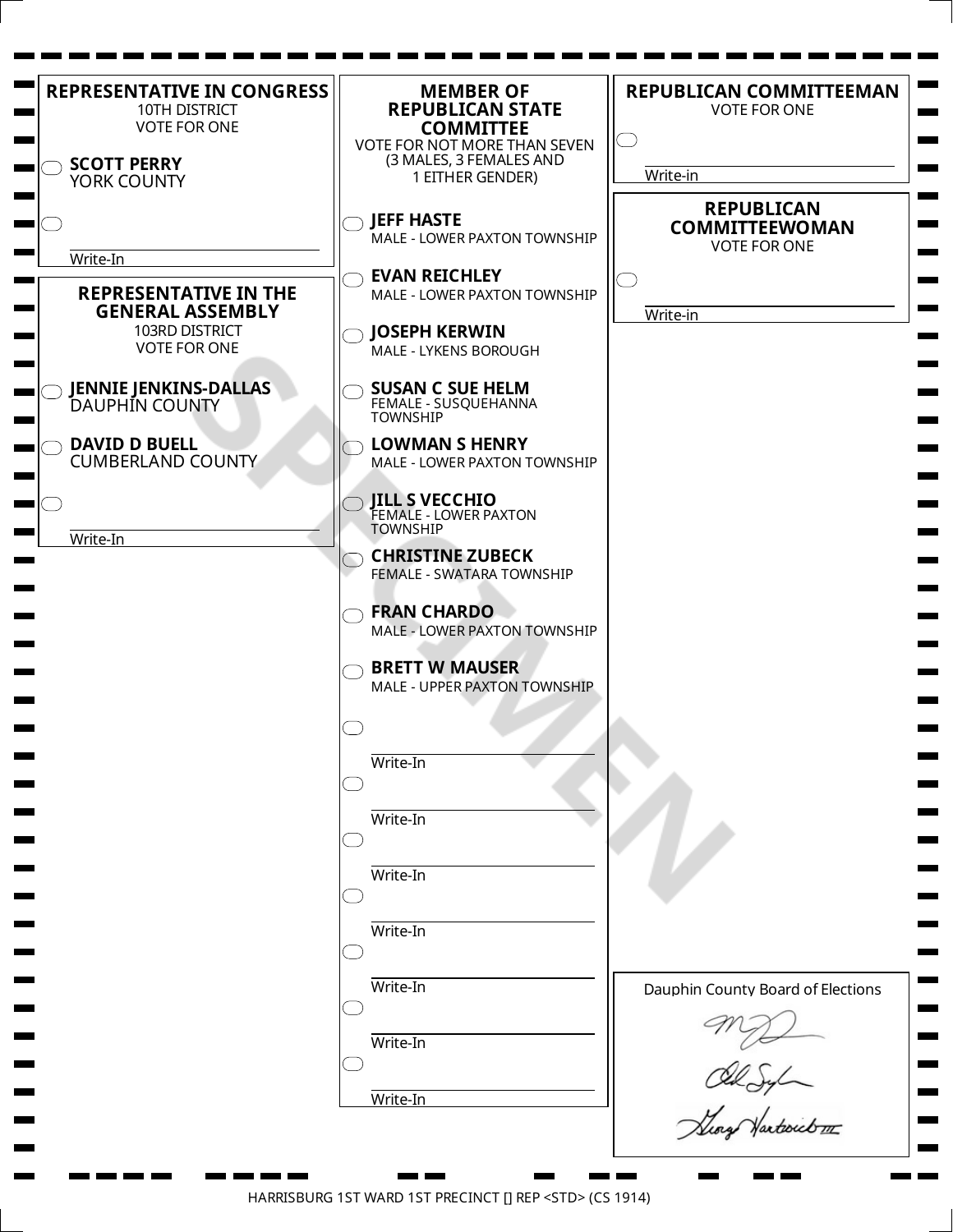## REPRESENTATIVE IN CONGRESS

10TH DISTRICT
VOTE FOR ONE

- **SCOTT PERRY**
  YORK COUNTY
- Write-In

## REPRESENTATIVE IN THE GENERAL ASSEMBLY

103RD DISTRICT
VOTE FOR ONE

- **JENNIE JENKINS-DALLAS**
  DAUPHIN COUNTY
- **DAVID D BUELL**
  CUMBERLAND COUNTY
- Write-In

## MEMBER OF REPUBLICAN STATE COMMITTEE

VOTE FOR NOT MORE THAN SEVEN
(3 MALES, 3 FEMALES AND
1 EITHER GENDER)

- **JEFF HASTE**
  MALE - LOWER PAXTON TOWNSHIP
- **EVAN REICHLEY**
  MALE - LOWER PAXTON TOWNSHIP
- **JOSEPH KERWIN**
  MALE - LYKENS BOROUGH
- **SUSAN C SUE HELM**
  FEMALE - SUSQUEHANNA TOWNSHIP
- **LOWMAN S HENRY**
  MALE - LOWER PAXTON TOWNSHIP
- **JILL S VECCHIO**
  FEMALE - LOWER PAXTON TOWNSHIP
- **CHRISTINE ZUBECK**
  FEMALE - SWATARA TOWNSHIP
- **FRAN CHARDO**
  MALE - LOWER PAXTON TOWNSHIP
- **BRETT W MAUSER**
  MALE - UPPER PAXTON TOWNSHIP
- Write-In
- Write-In
- Write-In
- Write-In
- Write-In
- Write-In
- Write-In

## REPUBLICAN COMMITTEEMAN

VOTE FOR ONE

- Write-in

## REPUBLICAN COMMITTEEWOMAN

VOTE FOR ONE

- Write-in

Dauphin County Board of Elections

SPECIMEN

HARRISBURG 1ST WARD 1ST PRECINCT [] REP <STD> (CS 1914)